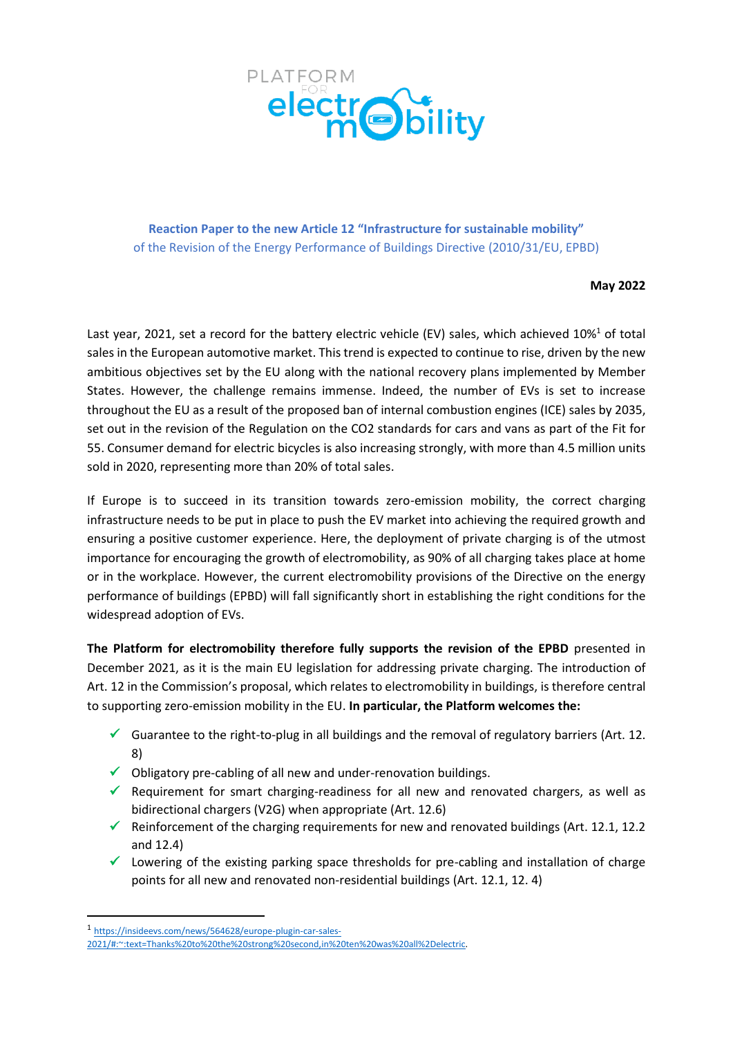PLATFORM FOR electromobility

**Reaction Paper to the new Article 12 "Infrastructure for sustainable mobility"**
of the Revision of the Energy Performance of Buildings Directive (2010/31/EU, EPBD)

**May 2022**

Last year, 2021, set a record for the battery electric vehicle (EV) sales, which achieved 10%[1] of total sales in the European automotive market. This trend is expected to continue to rise, driven by the new ambitious objectives set by the EU along with the national recovery plans implemented by Member States. However, the challenge remains immense. Indeed, the number of EVs is set to increase throughout the EU as a result of the proposed ban of internal combustion engines (ICE) sales by 2035, set out in the revision of the Regulation on the CO2 standards for cars and vans as part of the Fit for 55. Consumer demand for electric bicycles is also increasing strongly, with more than 4.5 million units sold in 2020, representing more than 20% of total sales.

If Europe is to succeed in its transition towards zero-emission mobility, the correct charging infrastructure needs to be put in place to push the EV market into achieving the required growth and ensuring a positive customer experience. Here, the deployment of private charging is of the utmost importance for encouraging the growth of electromobility, as 90% of all charging takes place at home or in the workplace. However, the current electromobility provisions of the Directive on the energy performance of buildings (EPBD) will fall significantly short in establishing the right conditions for the widespread adoption of EVs.

**The Platform for electromobility therefore fully supports the revision of the EPBD** presented in December 2021, as it is the main EU legislation for addressing private charging. The introduction of Art. 12 in the Commission's proposal, which relates to electromobility in buildings, is therefore central to supporting zero-emission mobility in the EU. **In particular, the Platform welcomes the:**

- ✓ Guarantee to the right-to-plug in all buildings and the removal of regulatory barriers (Art. 12. 8)
- ✓ Obligatory pre-cabling of all new and under-renovation buildings.
- ✓ Requirement for smart charging-readiness for all new and renovated chargers, as well as bidirectional chargers (V2G) when appropriate (Art. 12.6)
- ✓ Reinforcement of the charging requirements for new and renovated buildings (Art. 12.1, 12.2 and 12.4)
- ✓ Lowering of the existing parking space thresholds for pre-cabling and installation of charge points for all new and renovated non-residential buildings (Art. 12.1, 12. 4)

---

[1] https://insideevs.com/news/564628/europe-plugin-car-sales-2021/#:~:text=Thanks%20to%20the%20strong%20second,in%20ten%20was%20all%2Delectric.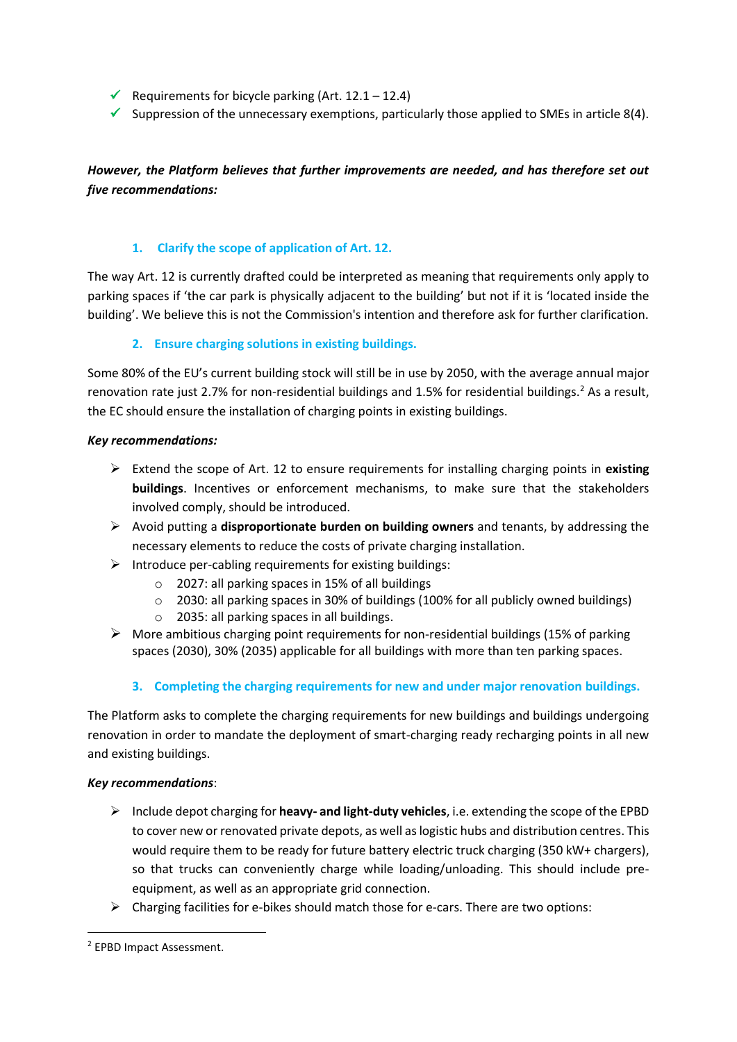- ✓ Requirements for bicycle parking (Art. 12.1 – 12.4)
- ✓ Suppression of the unnecessary exemptions, particularly those applied to SMEs in article 8(4).

***However, the Platform believes that further improvements are needed, and has therefore set out five recommendations:***

### 1. Clarify the scope of application of Art. 12.

The way Art. 12 is currently drafted could be interpreted as meaning that requirements only apply to parking spaces if 'the car park is physically adjacent to the building' but not if it is 'located inside the building'. We believe this is not the Commission's intention and therefore ask for further clarification.

### 2. Ensure charging solutions in existing buildings.

Some 80% of the EU's current building stock will still be in use by 2050, with the average annual major renovation rate just 2.7% for non-residential buildings and 1.5% for residential buildings.[2] As a result, the EC should ensure the installation of charging points in existing buildings.

***Key recommendations:***

- Extend the scope of Art. 12 to ensure requirements for installing charging points in **existing buildings**. Incentives or enforcement mechanisms, to make sure that the stakeholders involved comply, should be introduced.
- Avoid putting a **disproportionate burden on building owners** and tenants, by addressing the necessary elements to reduce the costs of private charging installation.
- Introduce per-cabling requirements for existing buildings:
  - 2027: all parking spaces in 15% of all buildings
  - 2030: all parking spaces in 30% of buildings (100% for all publicly owned buildings)
  - 2035: all parking spaces in all buildings.
- More ambitious charging point requirements for non-residential buildings (15% of parking spaces (2030), 30% (2035) applicable for all buildings with more than ten parking spaces.

### 3. Completing the charging requirements for new and under major renovation buildings.

The Platform asks to complete the charging requirements for new buildings and buildings undergoing renovation in order to mandate the deployment of smart-charging ready recharging points in all new and existing buildings.

***Key recommendations***:

- Include depot charging for **heavy- and light-duty vehicles**, i.e. extending the scope of the EPBD to cover new or renovated private depots, as well as logistic hubs and distribution centres. This would require them to be ready for future battery electric truck charging (350 kW+ chargers), so that trucks can conveniently charge while loading/unloading. This should include pre-equipment, as well as an appropriate grid connection.
- Charging facilities for e-bikes should match those for e-cars. There are two options:

[2] EPBD Impact Assessment.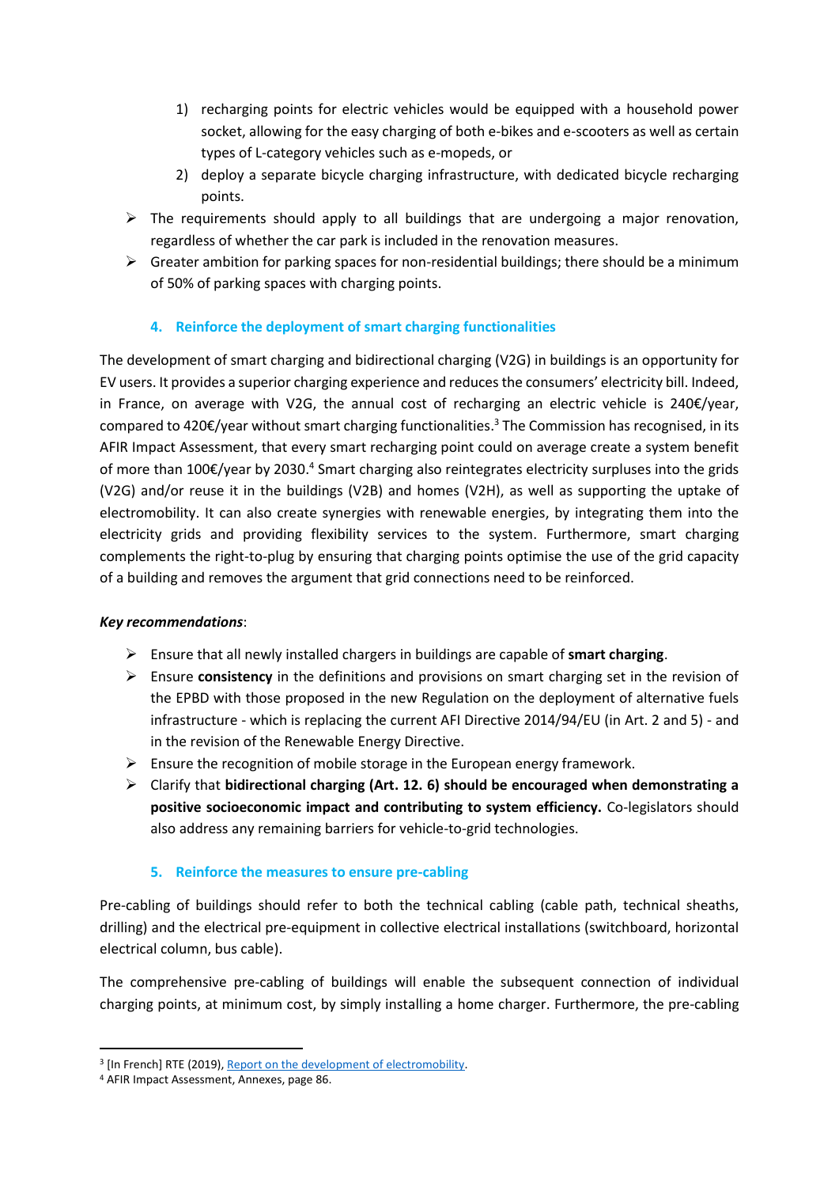1) recharging points for electric vehicles would be equipped with a household power socket, allowing for the easy charging of both e-bikes and e-scooters as well as certain types of L-category vehicles such as e-mopeds, or
2) deploy a separate bicycle charging infrastructure, with dedicated bicycle recharging points.

- The requirements should apply to all buildings that are undergoing a major renovation, regardless of whether the car park is included in the renovation measures.
- Greater ambition for parking spaces for non-residential buildings; there should be a minimum of 50% of parking spaces with charging points.

### 4. Reinforce the deployment of smart charging functionalities

The development of smart charging and bidirectional charging (V2G) in buildings is an opportunity for EV users. It provides a superior charging experience and reduces the consumers' electricity bill. Indeed, in France, on average with V2G, the annual cost of recharging an electric vehicle is 240€/year, compared to 420€/year without smart charging functionalities.[3] The Commission has recognised, in its AFIR Impact Assessment, that every smart recharging point could on average create a system benefit of more than 100€/year by 2030.[4] Smart charging also reintegrates electricity surpluses into the grids (V2G) and/or reuse it in the buildings (V2B) and homes (V2H), as well as supporting the uptake of electromobility. It can also create synergies with renewable energies, by integrating them into the electricity grids and providing flexibility services to the system. Furthermore, smart charging complements the right-to-plug by ensuring that charging points optimise the use of the grid capacity of a building and removes the argument that grid connections need to be reinforced.

***Key recommendations***:

- Ensure that all newly installed chargers in buildings are capable of **smart charging**.
- Ensure **consistency** in the definitions and provisions on smart charging set in the revision of the EPBD with those proposed in the new Regulation on the deployment of alternative fuels infrastructure - which is replacing the current AFI Directive 2014/94/EU (in Art. 2 and 5) - and in the revision of the Renewable Energy Directive.
- Ensure the recognition of mobile storage in the European energy framework.
- Clarify that **bidirectional charging (Art. 12. 6) should be encouraged when demonstrating a positive socioeconomic impact and contributing to system efficiency.** Co-legislators should also address any remaining barriers for vehicle-to-grid technologies.

### 5. Reinforce the measures to ensure pre-cabling

Pre-cabling of buildings should refer to both the technical cabling (cable path, technical sheaths, drilling) and the electrical pre-equipment in collective electrical installations (switchboard, horizontal electrical column, bus cable).

The comprehensive pre-cabling of buildings will enable the subsequent connection of individual charging points, at minimum cost, by simply installing a home charger. Furthermore, the pre-cabling

---

[3] [In French] RTE (2019), Report on the development of electromobility.

[4] AFIR Impact Assessment, Annexes, page 86.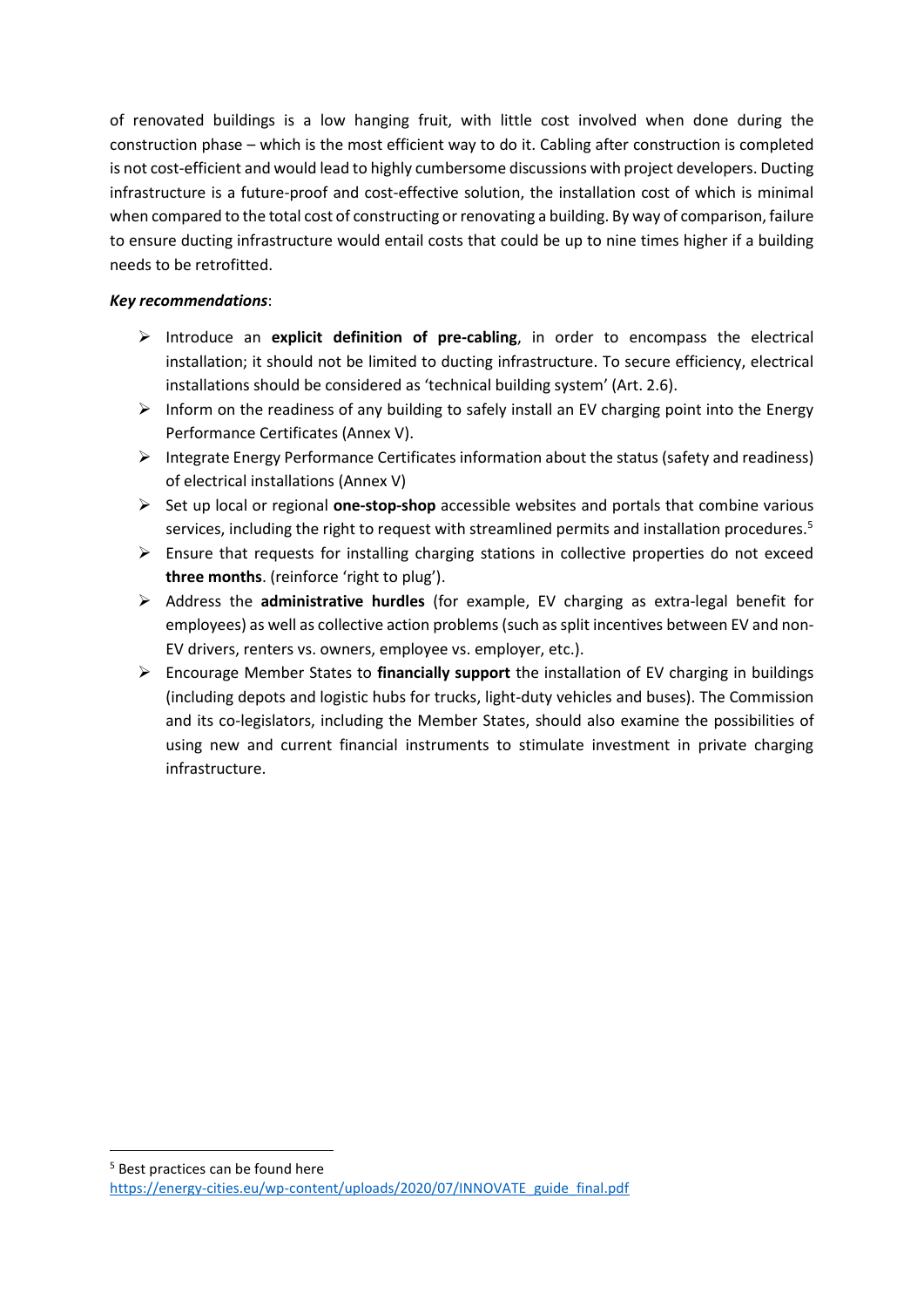of renovated buildings is a low hanging fruit, with little cost involved when done during the construction phase – which is the most efficient way to do it. Cabling after construction is completed is not cost-efficient and would lead to highly cumbersome discussions with project developers. Ducting infrastructure is a future-proof and cost-effective solution, the installation cost of which is minimal when compared to the total cost of constructing or renovating a building. By way of comparison, failure to ensure ducting infrastructure would entail costs that could be up to nine times higher if a building needs to be retrofitted.

***Key recommendations***:

- Introduce an **explicit definition of pre-cabling**, in order to encompass the electrical installation; it should not be limited to ducting infrastructure. To secure efficiency, electrical installations should be considered as 'technical building system' (Art. 2.6).
- Inform on the readiness of any building to safely install an EV charging point into the Energy Performance Certificates (Annex V).
- Integrate Energy Performance Certificates information about the status (safety and readiness) of electrical installations (Annex V)
- Set up local or regional **one-stop-shop** accessible websites and portals that combine various services, including the right to request with streamlined permits and installation procedures.[5]
- Ensure that requests for installing charging stations in collective properties do not exceed **three months**. (reinforce 'right to plug').
- Address the **administrative hurdles** (for example, EV charging as extra-legal benefit for employees) as well as collective action problems (such as split incentives between EV and non-EV drivers, renters vs. owners, employee vs. employer, etc.).
- Encourage Member States to **financially support** the installation of EV charging in buildings (including depots and logistic hubs for trucks, light-duty vehicles and buses). The Commission and its co-legislators, including the Member States, should also examine the possibilities of using new and current financial instruments to stimulate investment in private charging infrastructure.

[5] Best practices can be found here https://energy-cities.eu/wp-content/uploads/2020/07/INNOVATE_guide_final.pdf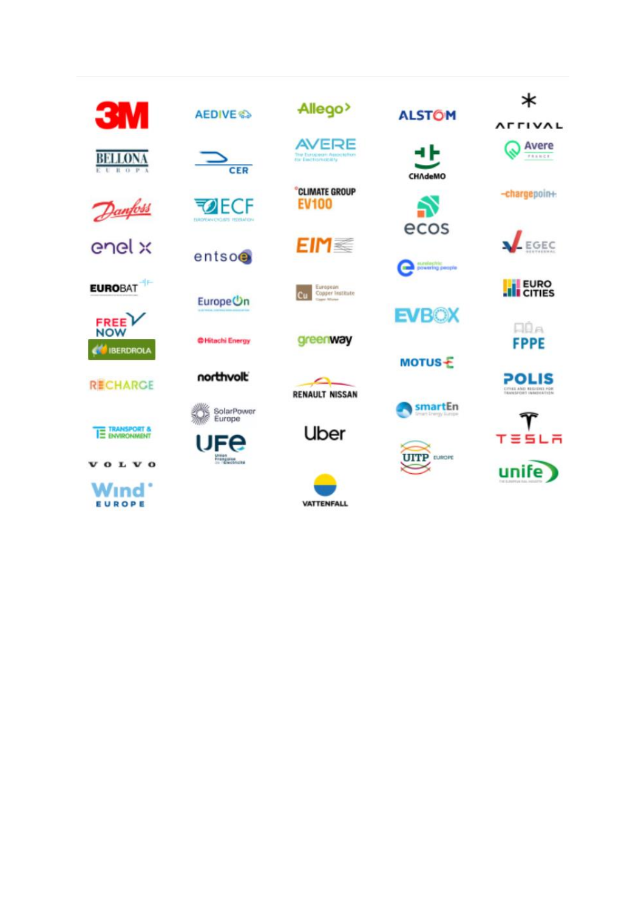3M

BELLONA EUROPA

Danfoss

enel x

EUROBAT

FREE NOW

IBERDROLA

RECHARGE

TRANSPORT & ENVIRONMENT

VOLVO

Wind EUROPE

AEDIVE

CER

ECF

entsoe

EuropeOn

Hitachi Energy

northvolt

SolarPower Europe

UFE

Allego

AVERE

CLIMATE GROUP EV100

EIM

European Copper Institute

greenway

RENAULT NISSAN

Uber

VATTENFALL

ALSTOM

CHAdeMO

ecos

eurelectric

EVBOX

MOTUS-E

smartEn

UITP EUROPE

ARRIVAL

Avere FRANCE

chargepoin+

EGEC

EUROCITIES

FPPE

POLIS

TESLA

unife